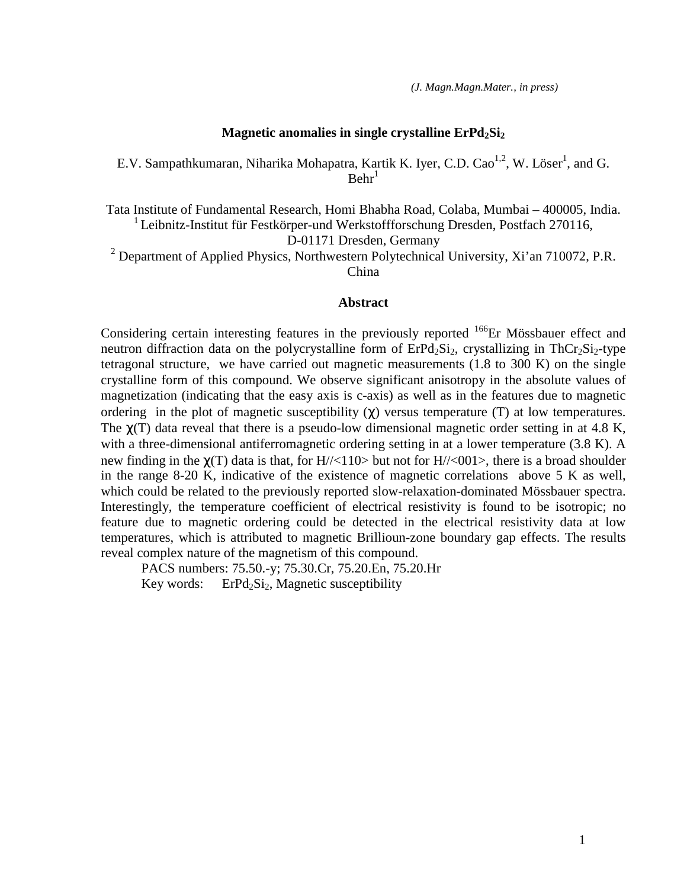*(J. Magn.Magn.Mater., in press)*

# Magnetic anomalies in single crystalline $ErPd_2Si_2$

E.V. Sampathkumaran, Niharika Mohapatra, Kartik K. Iyer, C.D. Cao[1,2], W. Löser[1], and G. Behr[1]

Tata Institute of Fundamental Research, Homi Bhabha Road, Colaba, Mumbai – 400005, India.
[1] Leibnitz-Institut für Festkörper-und Werkstoffforschung Dresden, Postfach 270116, D-01171 Dresden, Germany
[2] Department of Applied Physics, Northwestern Polytechnical University, Xi'an 710072, P.R. China

## Abstract

Considering certain interesting features in the previously reported $^{166}$Er Mössbauer effect and neutron diffraction data on the polycrystalline form of $ErPd_2Si_2$, crystallizing in $ThCr_2Si_2$-type tetragonal structure, we have carried out magnetic measurements (1.8 to 300 K) on the single crystalline form of this compound. We observe significant anisotropy in the absolute values of magnetization (indicating that the easy axis is c-axis) as well as in the features due to magnetic ordering in the plot of magnetic susceptibility ($\chi$) versus temperature (T) at low temperatures. The $\chi$(T) data reveal that there is a pseudo-low dimensional magnetic order setting in at 4.8 K, with a three-dimensional antiferromagnetic ordering setting in at a lower temperature (3.8 K). A new finding in the $\chi$(T) data is that, for H//<110> but not for H//<001>, there is a broad shoulder in the range 8-20 K, indicative of the existence of magnetic correlations above 5 K as well, which could be related to the previously reported slow-relaxation-dominated Mössbauer spectra. Interestingly, the temperature coefficient of electrical resistivity is found to be isotropic; no feature due to magnetic ordering could be detected in the electrical resistivity data at low temperatures, which is attributed to magnetic Brillioun-zone boundary gap effects. The results reveal complex nature of the magnetism of this compound.

PACS numbers: 75.50.-y; 75.30.Cr, 75.20.En, 75.20.Hr

Key words: $ErPd_2Si_2$, Magnetic susceptibility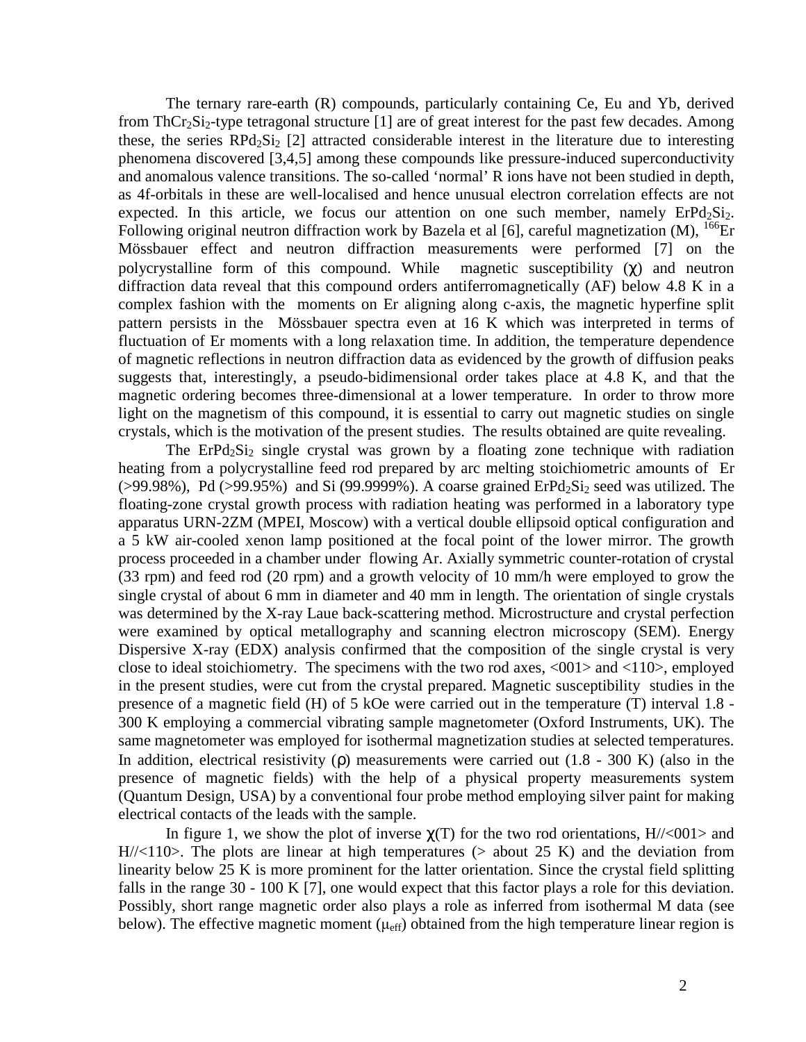The ternary rare-earth (R) compounds, particularly containing Ce, Eu and Yb, derived from $ThCr_2Si_2$-type tetragonal structure [1] are of great interest for the past few decades. Among these, the series $RPd_2Si_2$ [2] attracted considerable interest in the literature due to interesting phenomena discovered [3,4,5] among these compounds like pressure-induced superconductivity and anomalous valence transitions. The so-called 'normal' R ions have not been studied in depth, as 4f-orbitals in these are well-localised and hence unusual electron correlation effects are not expected. In this article, we focus our attention on one such member, namely $ErPd_2Si_2$. Following original neutron diffraction work by Bazela et al [6], careful magnetization (M), $^{166}$Er Mössbauer effect and neutron diffraction measurements were performed [7] on the polycrystalline form of this compound. While magnetic susceptibility ($\chi$) and neutron diffraction data reveal that this compound orders antiferromagnetically (AF) below 4.8 K in a complex fashion with the moments on Er aligning along c-axis, the magnetic hyperfine split pattern persists in the Mössbauer spectra even at 16 K which was interpreted in terms of fluctuation of Er moments with a long relaxation time. In addition, the temperature dependence of magnetic reflections in neutron diffraction data as evidenced by the growth of diffusion peaks suggests that, interestingly, a pseudo-bidimensional order takes place at 4.8 K, and that the magnetic ordering becomes three-dimensional at a lower temperature. In order to throw more light on the magnetism of this compound, it is essential to carry out magnetic studies on single crystals, which is the motivation of the present studies. The results obtained are quite revealing.

The $ErPd_2Si_2$ single crystal was grown by a floating zone technique with radiation heating from a polycrystalline feed rod prepared by arc melting stoichiometric amounts of Er (>99.98%), Pd (>99.95%) and Si (99.9999%). A coarse grained $ErPd_2Si_2$ seed was utilized. The floating-zone crystal growth process with radiation heating was performed in a laboratory type apparatus URN-2ZM (MPEI, Moscow) with a vertical double ellipsoid optical configuration and a 5 kW air-cooled xenon lamp positioned at the focal point of the lower mirror. The growth process proceeded in a chamber under flowing Ar. Axially symmetric counter-rotation of crystal (33 rpm) and feed rod (20 rpm) and a growth velocity of 10 mm/h were employed to grow the single crystal of about 6 mm in diameter and 40 mm in length. The orientation of single crystals was determined by the X-ray Laue back-scattering method. Microstructure and crystal perfection were examined by optical metallography and scanning electron microscopy (SEM). Energy Dispersive X-ray (EDX) analysis confirmed that the composition of the single crystal is very close to ideal stoichiometry. The specimens with the two rod axes, <001> and <110>, employed in the present studies, were cut from the crystal prepared. Magnetic susceptibility studies in the presence of a magnetic field (H) of 5 kOe were carried out in the temperature (T) interval 1.8 - 300 K employing a commercial vibrating sample magnetometer (Oxford Instruments, UK). The same magnetometer was employed for isothermal magnetization studies at selected temperatures. In addition, electrical resistivity ($\rho$) measurements were carried out (1.8 - 300 K) (also in the presence of magnetic fields) with the help of a physical property measurements system (Quantum Design, USA) by a conventional four probe method employing silver paint for making electrical contacts of the leads with the sample.

In figure 1, we show the plot of inverse $\chi$(T) for the two rod orientations, H//<001> and H//<110>. The plots are linear at high temperatures (> about 25 K) and the deviation from linearity below 25 K is more prominent for the latter orientation. Since the crystal field splitting falls in the range 30 - 100 K [7], one would expect that this factor plays a role for this deviation. Possibly, short range magnetic order also plays a role as inferred from isothermal M data (see below). The effective magnetic moment ($\mu_{eff}$) obtained from the high temperature linear region is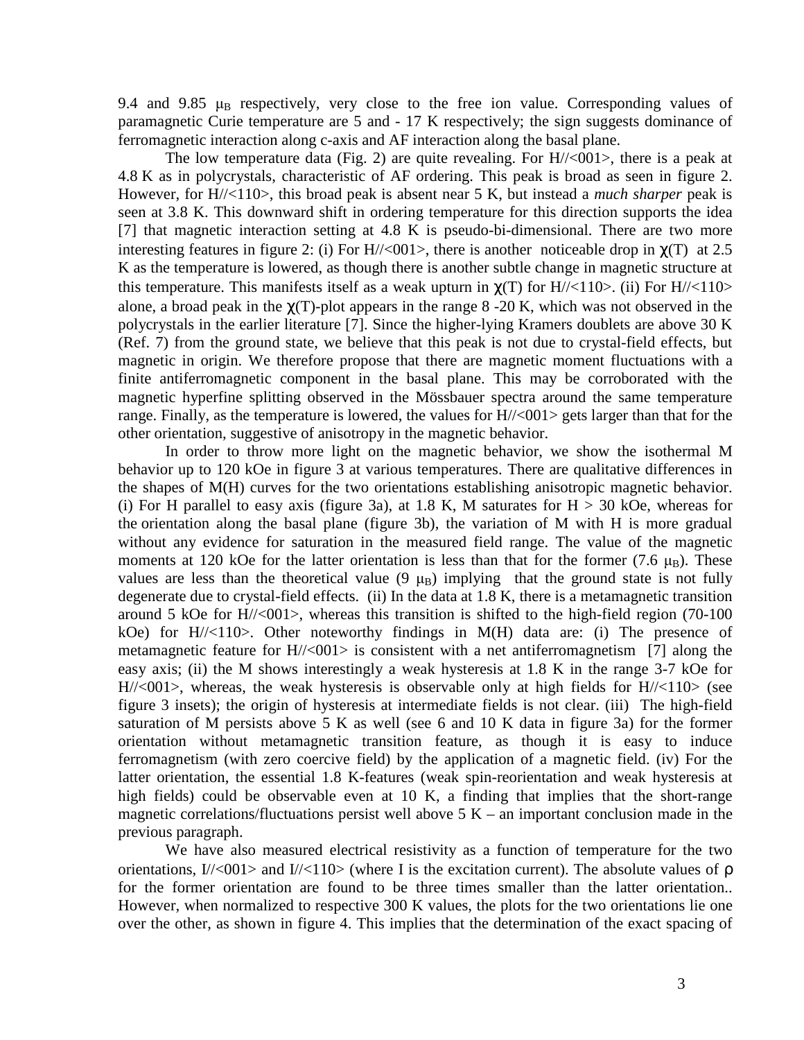9.4 and 9.85 $\mu_B$ respectively, very close to the free ion value. Corresponding values of paramagnetic Curie temperature are 5 and - 17 K respectively; the sign suggests dominance of ferromagnetic interaction along c-axis and AF interaction along the basal plane.

The low temperature data (Fig. 2) are quite revealing. For H//<001>, there is a peak at 4.8 K as in polycrystals, characteristic of AF ordering. This peak is broad as seen in figure 2. However, for H//<110>, this broad peak is absent near 5 K, but instead a *much sharper* peak is seen at 3.8 K. This downward shift in ordering temperature for this direction supports the idea [7] that magnetic interaction setting at 4.8 K is pseudo-bi-dimensional. There are two more interesting features in figure 2: (i) For H//<001>, there is another noticeable drop in $\chi$(T) at 2.5 K as the temperature is lowered, as though there is another subtle change in magnetic structure at this temperature. This manifests itself as a weak upturn in $\chi$(T) for H//<110>. (ii) For H//<110> alone, a broad peak in the $\chi$(T)-plot appears in the range 8 -20 K, which was not observed in the polycrystals in the earlier literature [7]. Since the higher-lying Kramers doublets are above 30 K (Ref. 7) from the ground state, we believe that this peak is not due to crystal-field effects, but magnetic in origin. We therefore propose that there are magnetic moment fluctuations with a finite antiferromagnetic component in the basal plane. This may be corroborated with the magnetic hyperfine splitting observed in the Mössbauer spectra around the same temperature range. Finally, as the temperature is lowered, the values for H//<001> gets larger than that for the other orientation, suggestive of anisotropy in the magnetic behavior.

In order to throw more light on the magnetic behavior, we show the isothermal M behavior up to 120 kOe in figure 3 at various temperatures. There are qualitative differences in the shapes of M(H) curves for the two orientations establishing anisotropic magnetic behavior. (i) For H parallel to easy axis (figure 3a), at 1.8 K, M saturates for H > 30 kOe, whereas for the orientation along the basal plane (figure 3b), the variation of M with H is more gradual without any evidence for saturation in the measured field range. The value of the magnetic moments at 120 kOe for the latter orientation is less than that for the former (7.6 $\mu_B$). These values are less than the theoretical value (9 $\mu_B$) implying that the ground state is not fully degenerate due to crystal-field effects. (ii) In the data at 1.8 K, there is a metamagnetic transition around 5 kOe for H//<001>, whereas this transition is shifted to the high-field region (70-100 kOe) for H//<110>. Other noteworthy findings in M(H) data are: (i) The presence of metamagnetic feature for H//<001> is consistent with a net antiferromagnetism [7] along the easy axis; (ii) the M shows interestingly a weak hysteresis at 1.8 K in the range 3-7 kOe for H//<001>, whereas, the weak hysteresis is observable only at high fields for H//<110> (see figure 3 insets); the origin of hysteresis at intermediate fields is not clear. (iii) The high-field saturation of M persists above 5 K as well (see 6 and 10 K data in figure 3a) for the former orientation without metamagnetic transition feature, as though it is easy to induce ferromagnetism (with zero coercive field) by the application of a magnetic field. (iv) For the latter orientation, the essential 1.8 K-features (weak spin-reorientation and weak hysteresis at high fields) could be observable even at 10 K, a finding that implies that the short-range magnetic correlations/fluctuations persist well above 5 K – an important conclusion made in the previous paragraph.

We have also measured electrical resistivity as a function of temperature for the two orientations, I//<001> and I//<110> (where I is the excitation current). The absolute values of $\rho$ for the former orientation are found to be three times smaller than the latter orientation.. However, when normalized to respective 300 K values, the plots for the two orientations lie one over the other, as shown in figure 4. This implies that the determination of the exact spacing of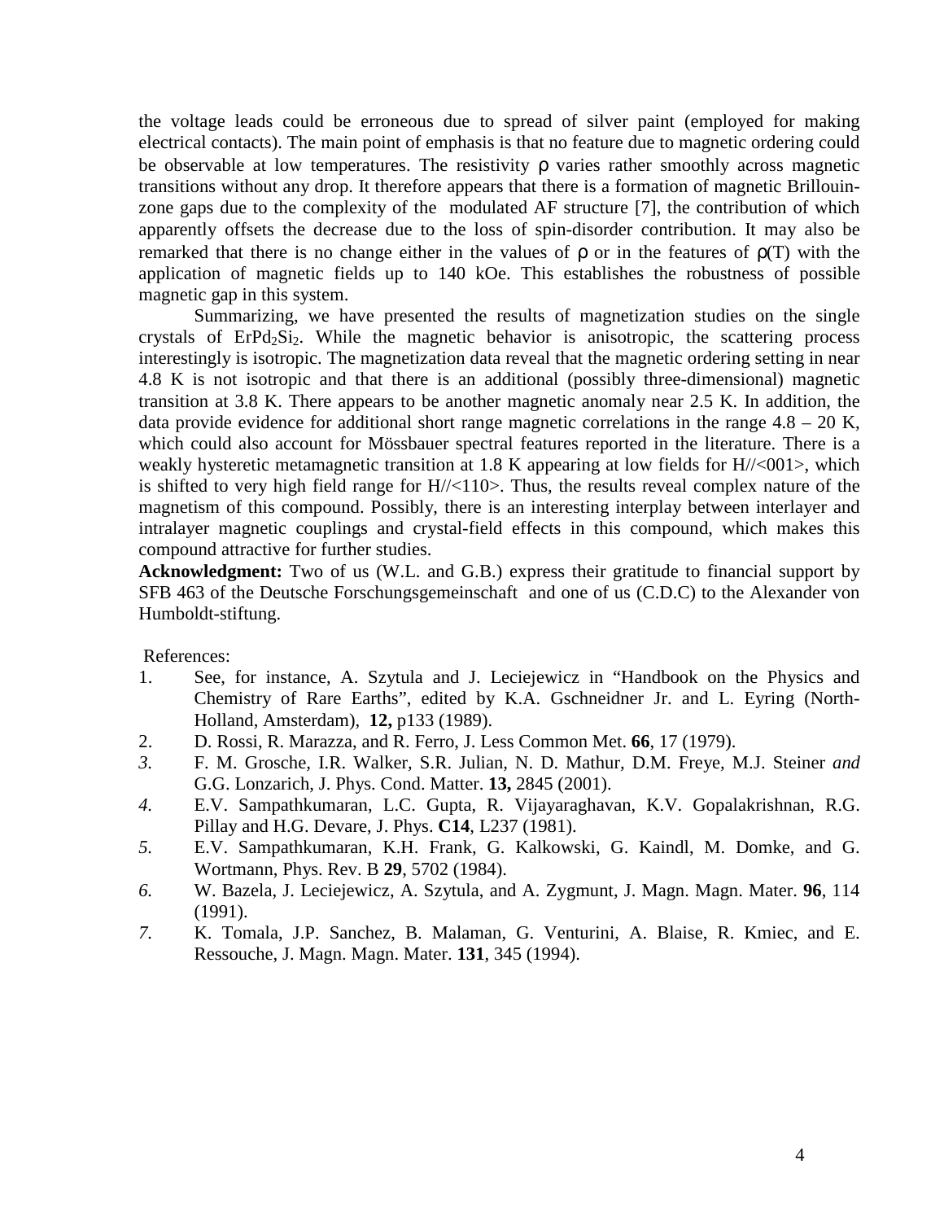the voltage leads could be erroneous due to spread of silver paint (employed for making electrical contacts). The main point of emphasis is that no feature due to magnetic ordering could be observable at low temperatures. The resistivity ρ varies rather smoothly across magnetic transitions without any drop. It therefore appears that there is a formation of magnetic Brillouin-zone gaps due to the complexity of the modulated AF structure [7], the contribution of which apparently offsets the decrease due to the loss of spin-disorder contribution. It may also be remarked that there is no change either in the values of ρ or in the features of ρ(T) with the application of magnetic fields up to 140 kOe. This establishes the robustness of possible magnetic gap in this system.

Summarizing, we have presented the results of magnetization studies on the single crystals of $ErPd_2Si_2$. While the magnetic behavior is anisotropic, the scattering process interestingly is isotropic. The magnetization data reveal that the magnetic ordering setting in near 4.8 K is not isotropic and that there is an additional (possibly three-dimensional) magnetic transition at 3.8 K. There appears to be another magnetic anomaly near 2.5 K. In addition, the data provide evidence for additional short range magnetic correlations in the range 4.8 – 20 K, which could also account for Mössbauer spectral features reported in the literature. There is a weakly hysteretic metamagnetic transition at 1.8 K appearing at low fields for H//<001>, which is shifted to very high field range for H//<110>. Thus, the results reveal complex nature of the magnetism of this compound. Possibly, there is an interesting interplay between interlayer and intralayer magnetic couplings and crystal-field effects in this compound, which makes this compound attractive for further studies.

**Acknowledgment:** Two of us (W.L. and G.B.) express their gratitude to financial support by SFB 463 of the Deutsche Forschungsgemeinschaft and one of us (C.D.C) to the Alexander von Humboldt-stiftung.

References:

1. See, for instance, A. Szytula and J. Leciejewicz in "Handbook on the Physics and Chemistry of Rare Earths", edited by K.A. Gschneidner Jr. and L. Eyring (North-Holland, Amsterdam), **12,** p133 (1989).
2. D. Rossi, R. Marazza, and R. Ferro, J. Less Common Met. **66**, 17 (1979).
3. F. M. Grosche, I.R. Walker, S.R. Julian, N. D. Mathur, D.M. Freye, M.J. Steiner *and* G.G. Lonzarich, J. Phys. Cond. Matter. **13,** 2845 (2001).
4. E.V. Sampathkumaran, L.C. Gupta, R. Vijayaraghavan, K.V. Gopalakrishnan, R.G. Pillay and H.G. Devare, J. Phys. **C14**, L237 (1981).
5. E.V. Sampathkumaran, K.H. Frank, G. Kalkowski, G. Kaindl, M. Domke, and G. Wortmann, Phys. Rev. B **29**, 5702 (1984).
6. W. Bazela, J. Leciejewicz, A. Szytula, and A. Zygmunt, J. Magn. Magn. Mater. **96**, 114 (1991).
7. K. Tomala, J.P. Sanchez, B. Malaman, G. Venturini, A. Blaise, R. Kmiec, and E. Ressouche, J. Magn. Magn. Mater. **131**, 345 (1994).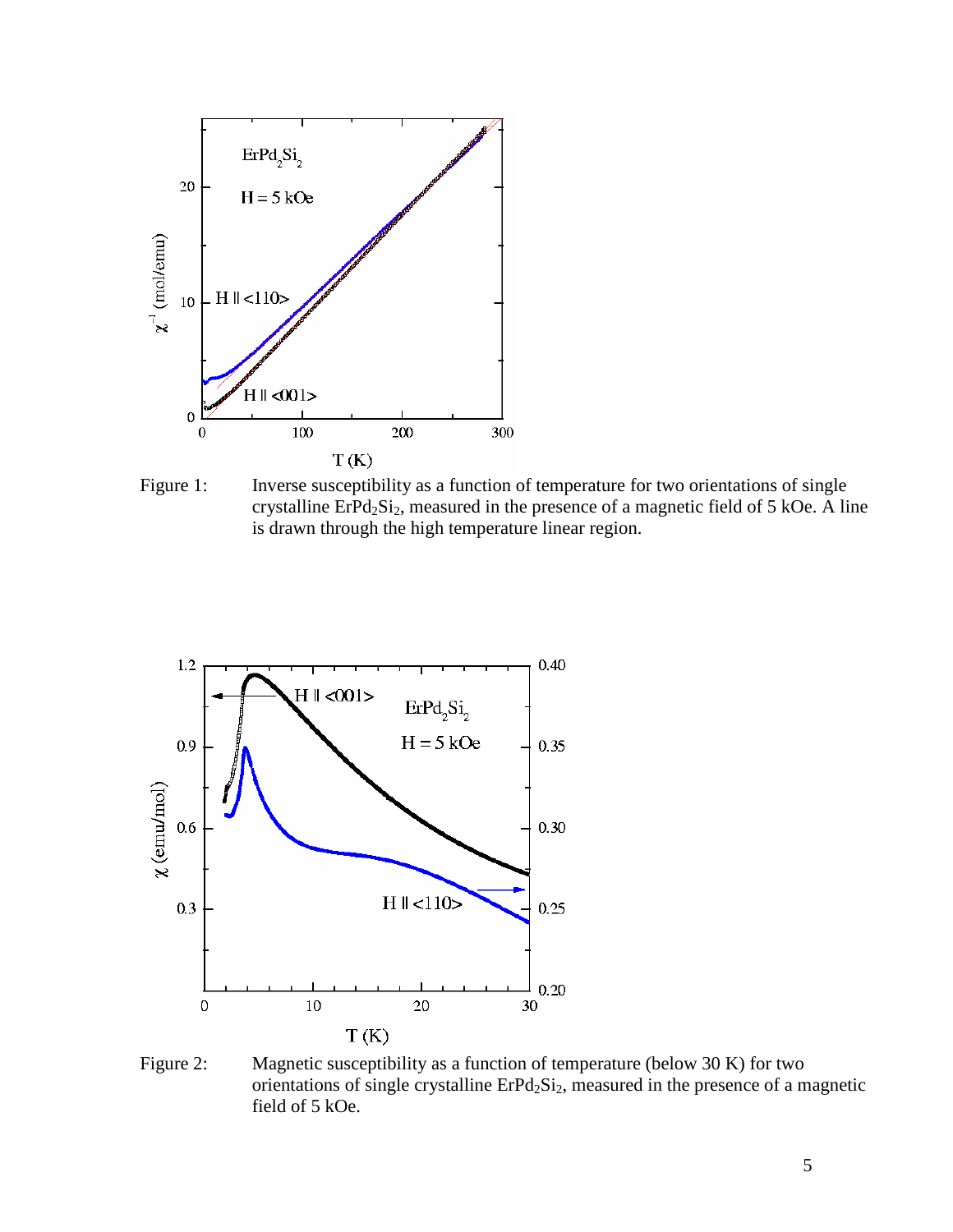Figure 1: Inverse susceptibility as a function of temperature for two orientations of single crystalline $ErPd_2Si_2$, measured in the presence of a magnetic field of 5 kOe. A line is drawn through the high temperature linear region.

Figure 2: Magnetic susceptibility as a function of temperature (below 30 K) for two orientations of single crystalline $ErPd_2Si_2$, measured in the presence of a magnetic field of 5 kOe.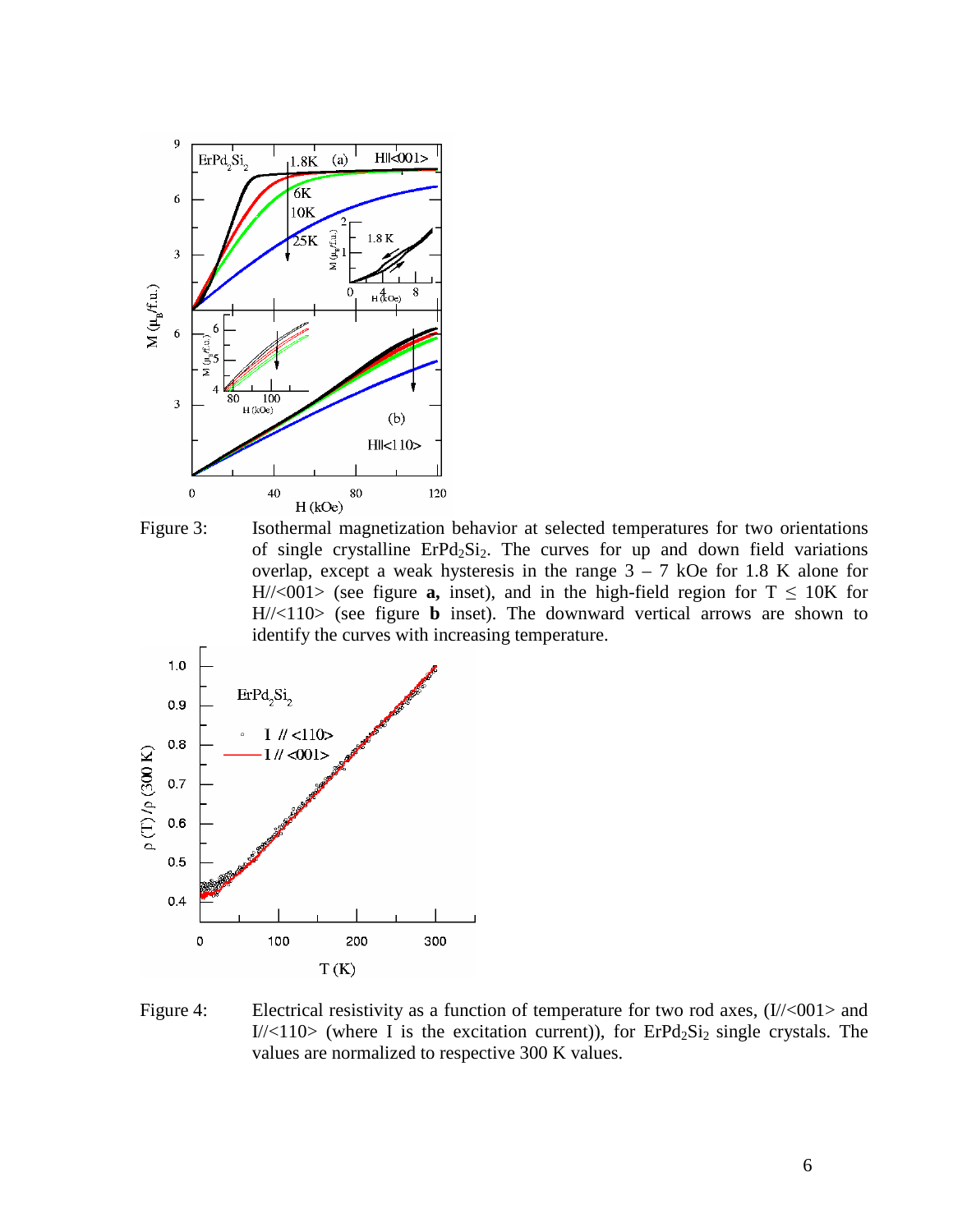ErPd$_2$Si$_2$

1.8K (a) H||<001>

6K

10K

25K

1.8 K

M ($\mu_B$/f.u.)

H (kOe)

(b)

H||<110>

H (kOe)

Figure 3: Isothermal magnetization behavior at selected temperatures for two orientations of single crystalline ErPd$_2$Si$_2$. The curves for up and down field variations overlap, except a weak hysteresis in the range 3 – 7 kOe for 1.8 K alone for H//<001> (see figure **a,** inset), and in the high-field region for T $\leq$ 10K for H//<110> (see figure **b** inset). The downward vertical arrows are shown to identify the curves with increasing temperature.

ErPd$_2$Si$_2$

I // <110>

I // <001>

ρ (T) /ρ (300 K)

T (K)

Figure 4: Electrical resistivity as a function of temperature for two rod axes, (I//<001> and I//<110> (where I is the excitation current)), for ErPd$_2$Si$_2$ single crystals. The values are normalized to respective 300 K values.